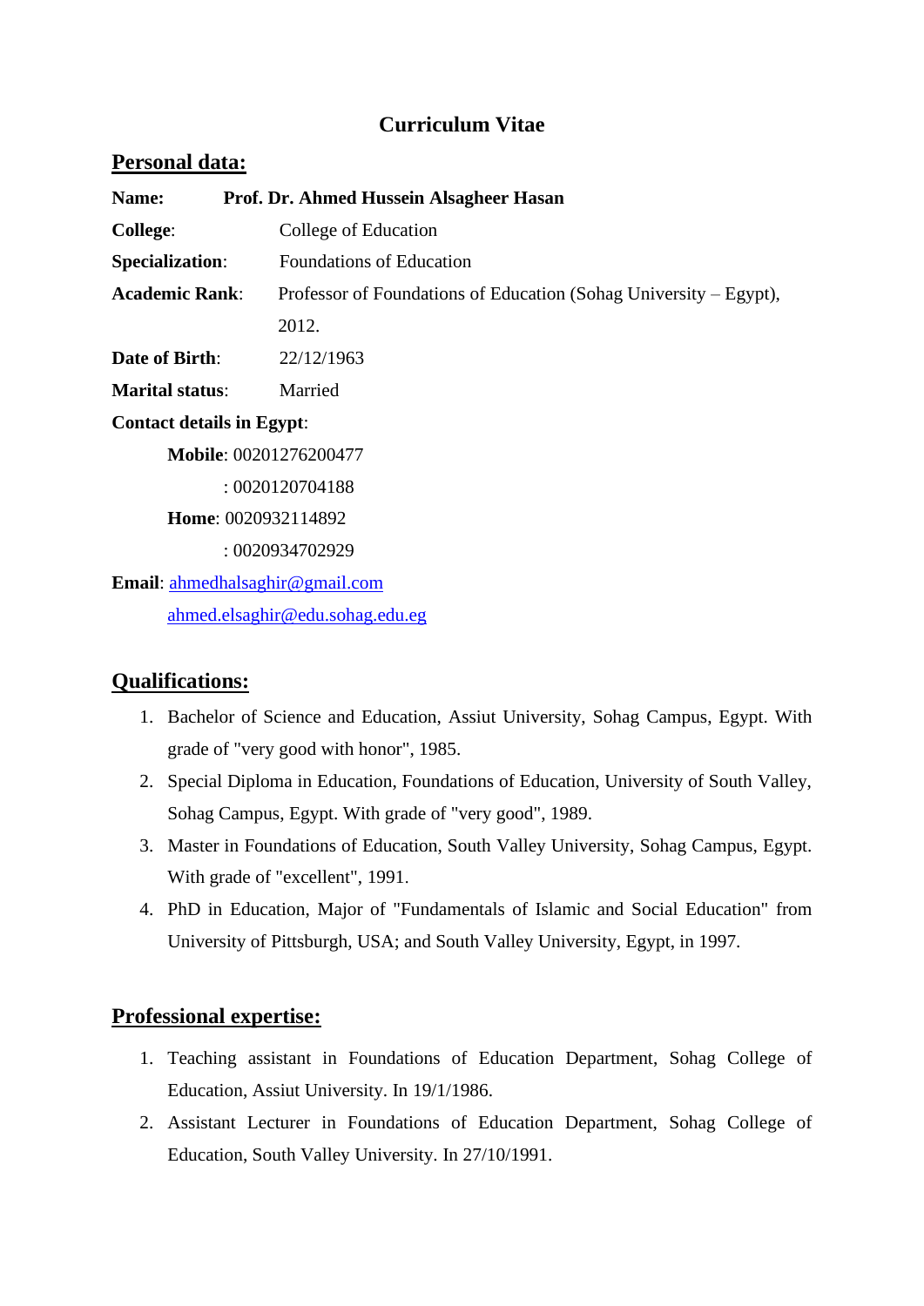# Curriculum Vitae

## Personal data:

**Name:** **Prof. Dr. Ahmed Hussein Alsagheer Hasan**

**College**: College of Education

**Specialization**: Foundations of Education

**Academic Rank**: Professor of Foundations of Education (Sohag University – Egypt), 2012.

**Date of Birth**: 22/12/1963

**Marital status**: Married

**Contact details in Egypt**:

**Mobile**: 00201276200477

: 0020120704188

**Home**: 0020932114892

: 0020934702929

**Email**: ahmedhalsaghir@gmail.com

ahmed.elsaghir@edu.sohag.edu.eg

## Qualifications:

1. Bachelor of Science and Education, Assiut University, Sohag Campus, Egypt. With grade of "very good with honor", 1985.
2. Special Diploma in Education, Foundations of Education, University of South Valley, Sohag Campus, Egypt. With grade of "very good", 1989.
3. Master in Foundations of Education, South Valley University, Sohag Campus, Egypt. With grade of "excellent", 1991.
4. PhD in Education, Major of "Fundamentals of Islamic and Social Education" from University of Pittsburgh, USA; and South Valley University, Egypt, in 1997.

## Professional expertise:

1. Teaching assistant in Foundations of Education Department, Sohag College of Education, Assiut University. In 19/1/1986.
2. Assistant Lecturer in Foundations of Education Department, Sohag College of Education, South Valley University. In 27/10/1991.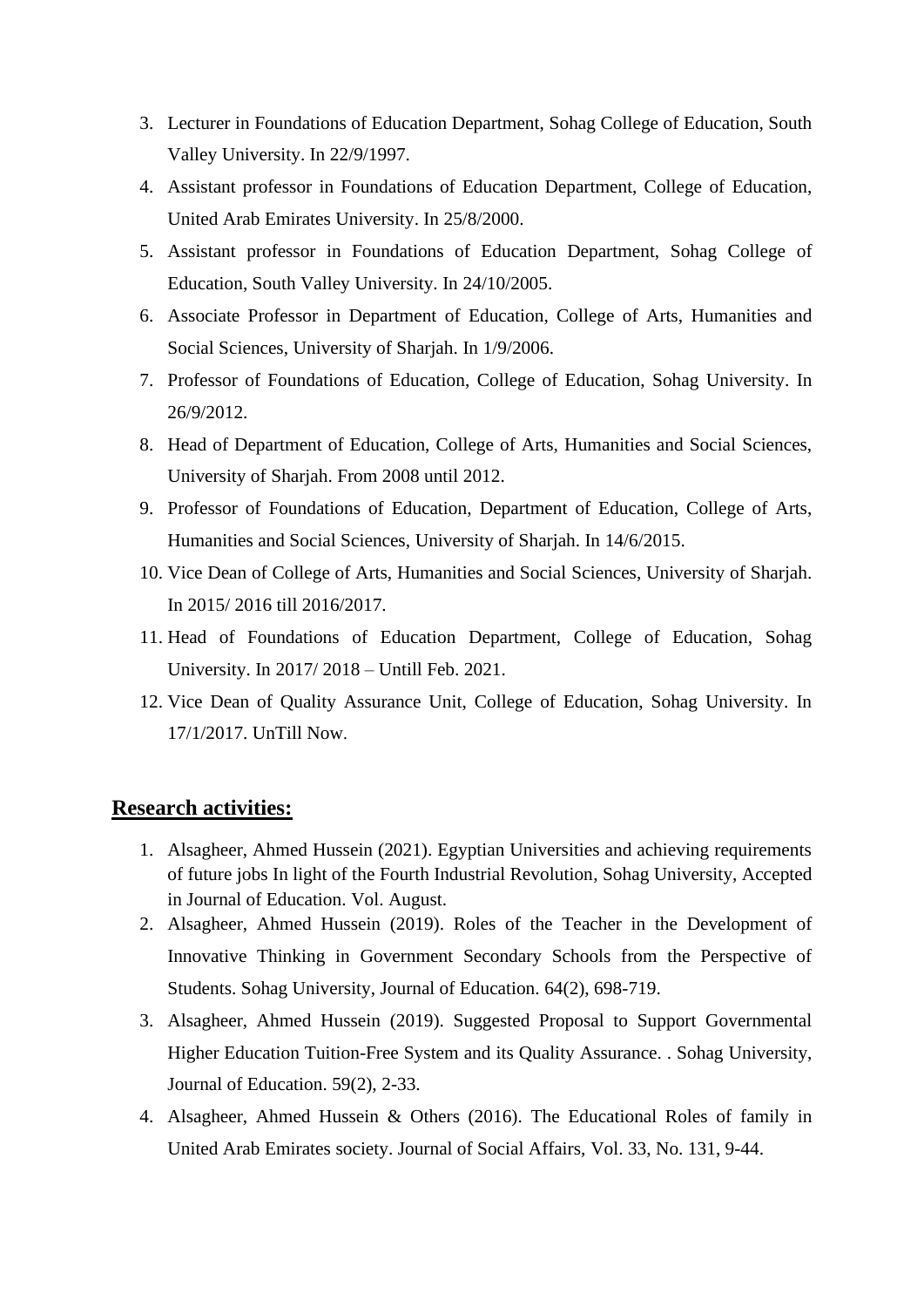3. Lecturer in Foundations of Education Department, Sohag College of Education, South Valley University. In 22/9/1997.
4. Assistant professor in Foundations of Education Department, College of Education, United Arab Emirates University. In 25/8/2000.
5. Assistant professor in Foundations of Education Department, Sohag College of Education, South Valley University. In 24/10/2005.
6. Associate Professor in Department of Education, College of Arts, Humanities and Social Sciences, University of Sharjah. In 1/9/2006.
7. Professor of Foundations of Education, College of Education, Sohag University. In 26/9/2012.
8. Head of Department of Education, College of Arts, Humanities and Social Sciences, University of Sharjah. From 2008 until 2012.
9. Professor of Foundations of Education, Department of Education, College of Arts, Humanities and Social Sciences, University of Sharjah. In 14/6/2015.
10. Vice Dean of College of Arts, Humanities and Social Sciences, University of Sharjah. In 2015/ 2016 till 2016/2017.
11. Head of Foundations of Education Department, College of Education, Sohag University. In 2017/ 2018 – Untill Feb. 2021.
12. Vice Dean of Quality Assurance Unit, College of Education, Sohag University. In 17/1/2017. UnTill Now.

## Research activities:

1. Alsagheer, Ahmed Hussein (2021). Egyptian Universities and achieving requirements of future jobs In light of the Fourth Industrial Revolution, Sohag University, Accepted in Journal of Education. Vol. August.
2. Alsagheer, Ahmed Hussein (2019). Roles of the Teacher in the Development of Innovative Thinking in Government Secondary Schools from the Perspective of Students. Sohag University, Journal of Education. 64(2), 698-719.
3. Alsagheer, Ahmed Hussein (2019). Suggested Proposal to Support Governmental Higher Education Tuition-Free System and its Quality Assurance. . Sohag University, Journal of Education. 59(2), 2-33.
4. Alsagheer, Ahmed Hussein & Others (2016). The Educational Roles of family in United Arab Emirates society. Journal of Social Affairs, Vol. 33, No. 131, 9-44.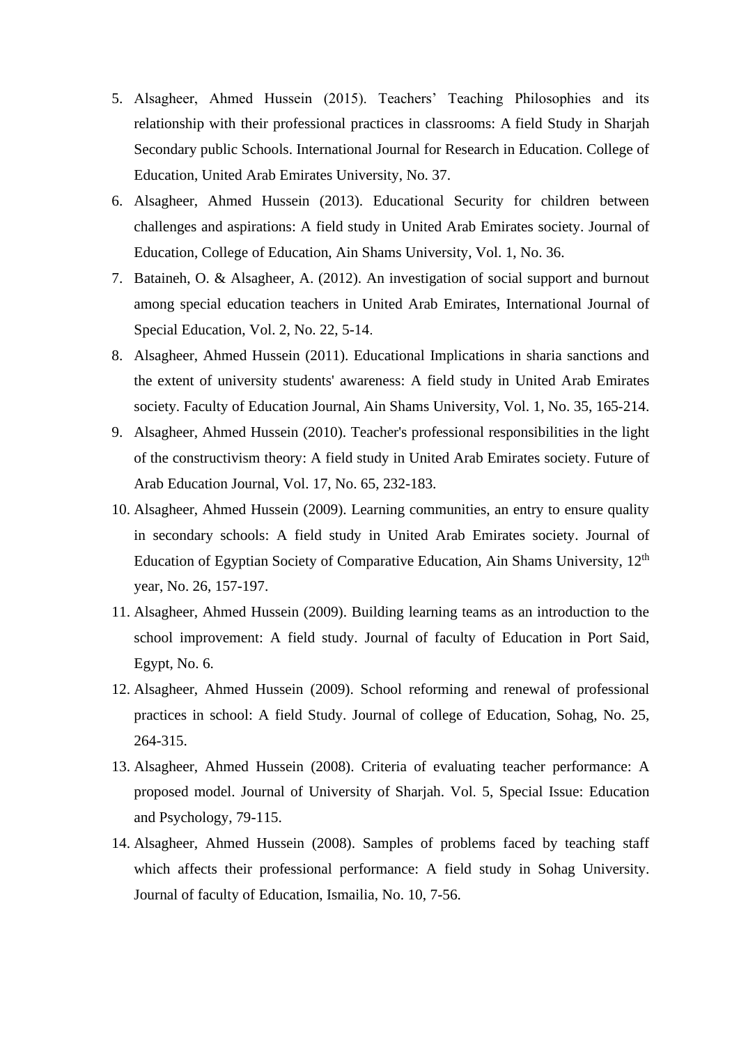5. Alsagheer, Ahmed Hussein (2015). Teachers' Teaching Philosophies and its relationship with their professional practices in classrooms: A field Study in Sharjah Secondary public Schools. International Journal for Research in Education. College of Education, United Arab Emirates University, No. 37.
6. Alsagheer, Ahmed Hussein (2013). Educational Security for children between challenges and aspirations: A field study in United Arab Emirates society. Journal of Education, College of Education, Ain Shams University, Vol. 1, No. 36.
7. Bataineh, O. & Alsagheer, A. (2012). An investigation of social support and burnout among special education teachers in United Arab Emirates, International Journal of Special Education, Vol. 2, No. 22, 5-14.
8. Alsagheer, Ahmed Hussein (2011). Educational Implications in sharia sanctions and the extent of university students' awareness: A field study in United Arab Emirates society. Faculty of Education Journal, Ain Shams University, Vol. 1, No. 35, 165-214.
9. Alsagheer, Ahmed Hussein (2010). Teacher's professional responsibilities in the light of the constructivism theory: A field study in United Arab Emirates society. Future of Arab Education Journal, Vol. 17, No. 65, 232-183.
10. Alsagheer, Ahmed Hussein (2009). Learning communities, an entry to ensure quality in secondary schools: A field study in United Arab Emirates society. Journal of Education of Egyptian Society of Comparative Education, Ain Shams University, 12th year, No. 26, 157-197.
11. Alsagheer, Ahmed Hussein (2009). Building learning teams as an introduction to the school improvement: A field study. Journal of faculty of Education in Port Said, Egypt, No. 6.
12. Alsagheer, Ahmed Hussein (2009). School reforming and renewal of professional practices in school: A field Study. Journal of college of Education, Sohag, No. 25, 264-315.
13. Alsagheer, Ahmed Hussein (2008). Criteria of evaluating teacher performance: A proposed model. Journal of University of Sharjah. Vol. 5, Special Issue: Education and Psychology, 79-115.
14. Alsagheer, Ahmed Hussein (2008). Samples of problems faced by teaching staff which affects their professional performance: A field study in Sohag University. Journal of faculty of Education, Ismailia, No. 10, 7-56.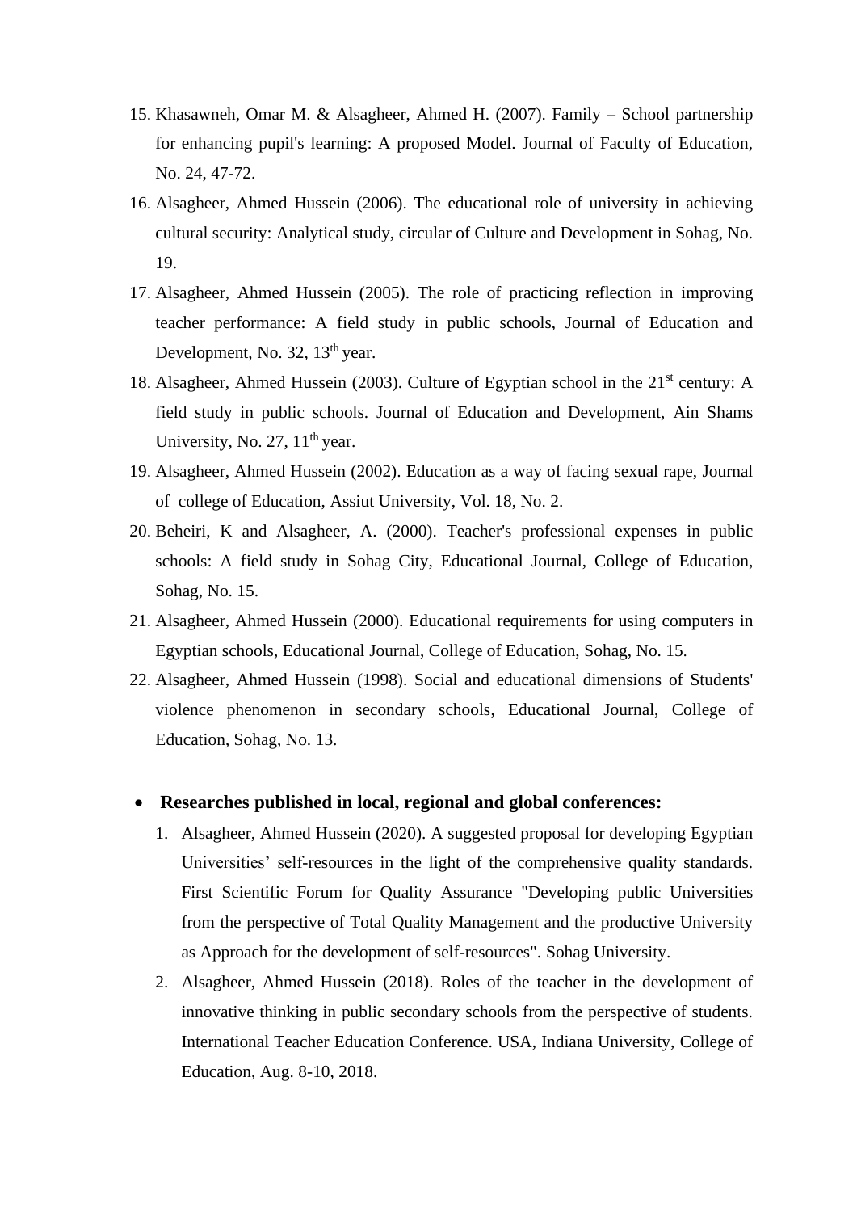15. Khasawneh, Omar M. & Alsagheer, Ahmed H. (2007). Family – School partnership for enhancing pupil's learning: A proposed Model. Journal of Faculty of Education, No. 24, 47-72.
16. Alsagheer, Ahmed Hussein (2006). The educational role of university in achieving cultural security: Analytical study, circular of Culture and Development in Sohag, No. 19.
17. Alsagheer, Ahmed Hussein (2005). The role of practicing reflection in improving teacher performance: A field study in public schools, Journal of Education and Development, No. 32, 13th year.
18. Alsagheer, Ahmed Hussein (2003). Culture of Egyptian school in the 21st century: A field study in public schools. Journal of Education and Development, Ain Shams University, No. 27, 11th year.
19. Alsagheer, Ahmed Hussein (2002). Education as a way of facing sexual rape, Journal of college of Education, Assiut University, Vol. 18, No. 2.
20. Beheiri, K and Alsagheer, A. (2000). Teacher's professional expenses in public schools: A field study in Sohag City, Educational Journal, College of Education, Sohag, No. 15.
21. Alsagheer, Ahmed Hussein (2000). Educational requirements for using computers in Egyptian schools, Educational Journal, College of Education, Sohag, No. 15.
22. Alsagheer, Ahmed Hussein (1998). Social and educational dimensions of Students' violence phenomenon in secondary schools, Educational Journal, College of Education, Sohag, No. 13.

- **Researches published in local, regional and global conferences:**
  1. Alsagheer, Ahmed Hussein (2020). A suggested proposal for developing Egyptian Universities' self-resources in the light of the comprehensive quality standards. First Scientific Forum for Quality Assurance "Developing public Universities from the perspective of Total Quality Management and the productive University as Approach for the development of self-resources". Sohag University.
  2. Alsagheer, Ahmed Hussein (2018). Roles of the teacher in the development of innovative thinking in public secondary schools from the perspective of students. International Teacher Education Conference. USA, Indiana University, College of Education, Aug. 8-10, 2018.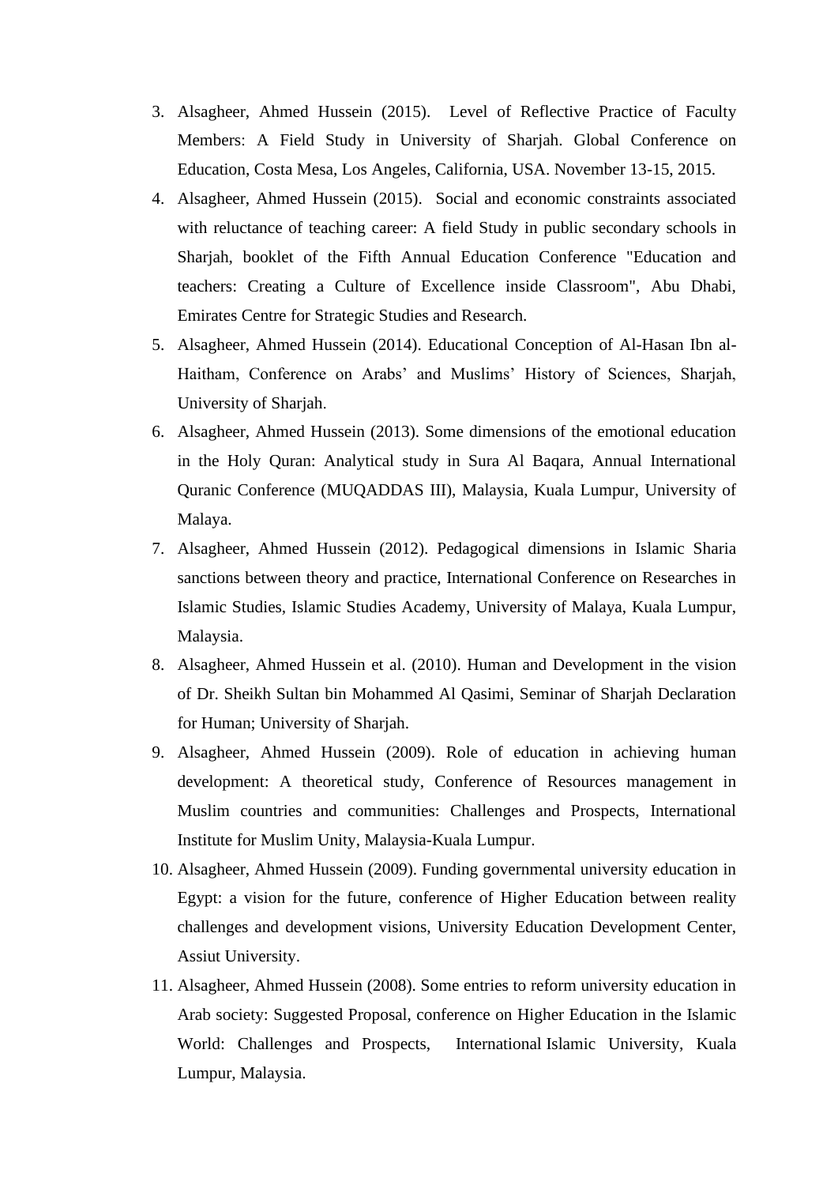3. Alsagheer, Ahmed Hussein (2015). Level of Reflective Practice of Faculty Members: A Field Study in University of Sharjah. Global Conference on Education, Costa Mesa, Los Angeles, California, USA. November 13-15, 2015.
4. Alsagheer, Ahmed Hussein (2015). Social and economic constraints associated with reluctance of teaching career: A field Study in public secondary schools in Sharjah, booklet of the Fifth Annual Education Conference "Education and teachers: Creating a Culture of Excellence inside Classroom", Abu Dhabi, Emirates Centre for Strategic Studies and Research.
5. Alsagheer, Ahmed Hussein (2014). Educational Conception of Al-Hasan Ibn al-Haitham, Conference on Arabs' and Muslims' History of Sciences, Sharjah, University of Sharjah.
6. Alsagheer, Ahmed Hussein (2013). Some dimensions of the emotional education in the Holy Quran: Analytical study in Sura Al Baqara, Annual International Quranic Conference (MUQADDAS III), Malaysia, Kuala Lumpur, University of Malaya.
7. Alsagheer, Ahmed Hussein (2012). Pedagogical dimensions in Islamic Sharia sanctions between theory and practice, International Conference on Researches in Islamic Studies, Islamic Studies Academy, University of Malaya, Kuala Lumpur, Malaysia.
8. Alsagheer, Ahmed Hussein et al. (2010). Human and Development in the vision of Dr. Sheikh Sultan bin Mohammed Al Qasimi, Seminar of Sharjah Declaration for Human; University of Sharjah.
9. Alsagheer, Ahmed Hussein (2009). Role of education in achieving human development: A theoretical study, Conference of Resources management in Muslim countries and communities: Challenges and Prospects, International Institute for Muslim Unity, Malaysia-Kuala Lumpur.
10. Alsagheer, Ahmed Hussein (2009). Funding governmental university education in Egypt: a vision for the future, conference of Higher Education between reality challenges and development visions, University Education Development Center, Assiut University.
11. Alsagheer, Ahmed Hussein (2008). Some entries to reform university education in Arab society: Suggested Proposal, conference on Higher Education in the Islamic World: Challenges and Prospects, International Islamic University, Kuala Lumpur, Malaysia.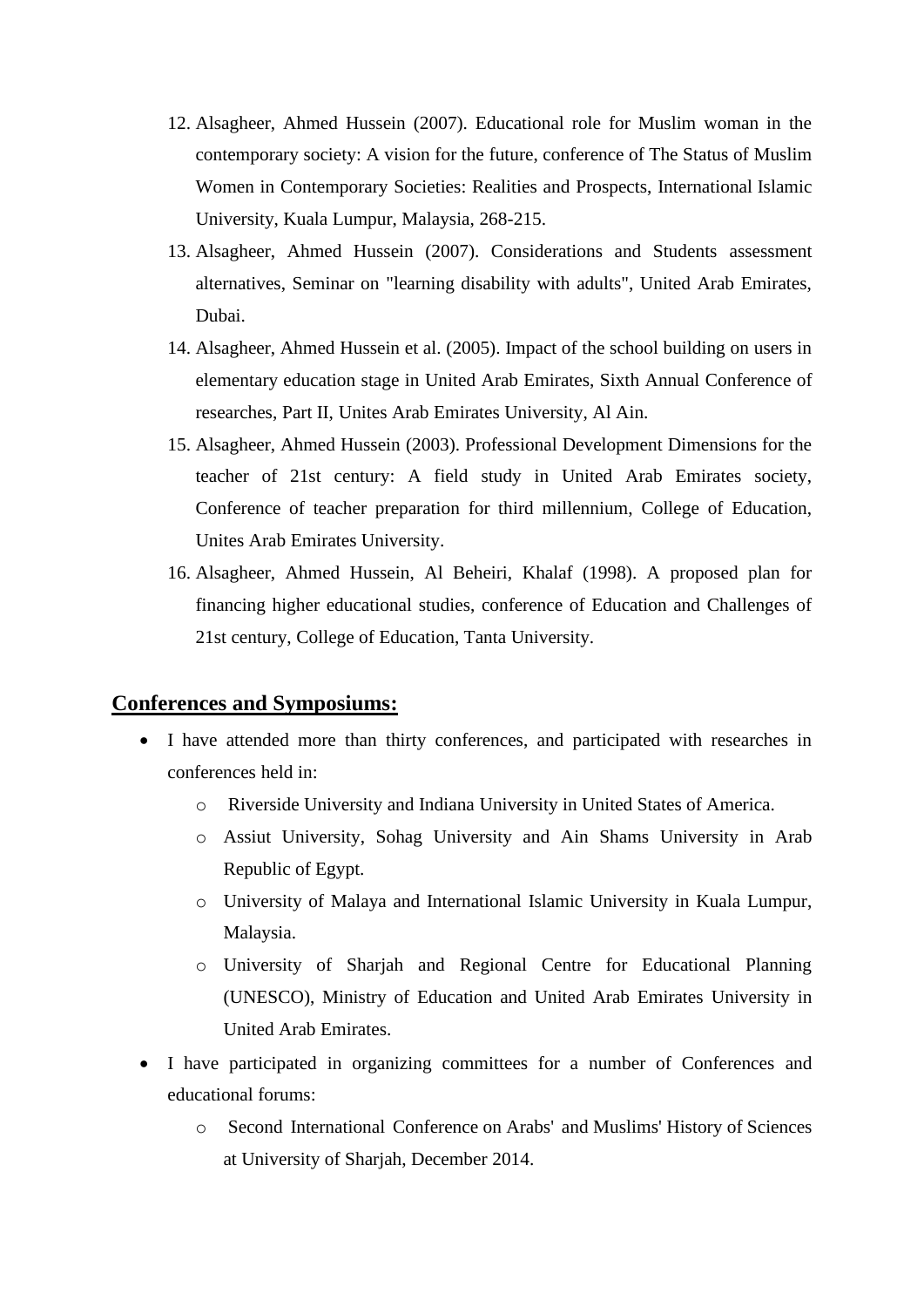12. Alsagheer, Ahmed Hussein (2007). Educational role for Muslim woman in the contemporary society: A vision for the future, conference of The Status of Muslim Women in Contemporary Societies: Realities and Prospects, International Islamic University, Kuala Lumpur, Malaysia, 268-215.
13. Alsagheer, Ahmed Hussein (2007). Considerations and Students assessment alternatives, Seminar on "learning disability with adults", United Arab Emirates, Dubai.
14. Alsagheer, Ahmed Hussein et al. (2005). Impact of the school building on users in elementary education stage in United Arab Emirates, Sixth Annual Conference of researches, Part II, Unites Arab Emirates University, Al Ain.
15. Alsagheer, Ahmed Hussein (2003). Professional Development Dimensions for the teacher of 21st century: A field study in United Arab Emirates society, Conference of teacher preparation for third millennium, College of Education, Unites Arab Emirates University.
16. Alsagheer, Ahmed Hussein, Al Beheiri, Khalaf (1998). A proposed plan for financing higher educational studies, conference of Education and Challenges of 21st century, College of Education, Tanta University.

## Conferences and Symposiums:

- I have attended more than thirty conferences, and participated with researches in conferences held in:
  - Riverside University and Indiana University in United States of America.
  - Assiut University, Sohag University and Ain Shams University in Arab Republic of Egypt.
  - University of Malaya and International Islamic University in Kuala Lumpur, Malaysia.
  - University of Sharjah and Regional Centre for Educational Planning (UNESCO), Ministry of Education and United Arab Emirates University in United Arab Emirates.
- I have participated in organizing committees for a number of Conferences and educational forums:
  - Second International Conference on Arabs' and Muslims' History of Sciences at University of Sharjah, December 2014.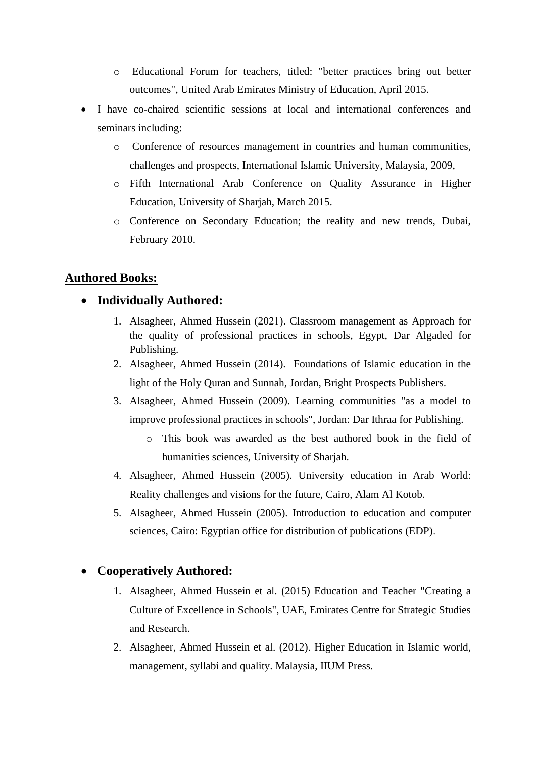- Educational Forum for teachers, titled: "better practices bring out better outcomes", United Arab Emirates Ministry of Education, April 2015.

- I have co-chaired scientific sessions at local and international conferences and seminars including:
  - Conference of resources management in countries and human communities, challenges and prospects, International Islamic University, Malaysia, 2009,
  - Fifth International Arab Conference on Quality Assurance in Higher Education, University of Sharjah, March 2015.
  - Conference on Secondary Education; the reality and new trends, Dubai, February 2010.

## Authored Books:

- **Individually Authored:**
  1. Alsagheer, Ahmed Hussein (2021). Classroom management as Approach for the quality of professional practices in schools, Egypt, Dar Algaded for Publishing.
  2. Alsagheer, Ahmed Hussein (2014). Foundations of Islamic education in the light of the Holy Quran and Sunnah, Jordan, Bright Prospects Publishers.
  3. Alsagheer, Ahmed Hussein (2009). Learning communities "as a model to improve professional practices in schools", Jordan: Dar Ithraa for Publishing.
     - This book was awarded as the best authored book in the field of humanities sciences, University of Sharjah.
  4. Alsagheer, Ahmed Hussein (2005). University education in Arab World: Reality challenges and visions for the future, Cairo, Alam Al Kotob.
  5. Alsagheer, Ahmed Hussein (2005). Introduction to education and computer sciences, Cairo: Egyptian office for distribution of publications (EDP).

- **Cooperatively Authored:**
  1. Alsagheer, Ahmed Hussein et al. (2015) Education and Teacher "Creating a Culture of Excellence in Schools", UAE, Emirates Centre for Strategic Studies and Research.
  2. Alsagheer, Ahmed Hussein et al. (2012). Higher Education in Islamic world, management, syllabi and quality. Malaysia, IIUM Press.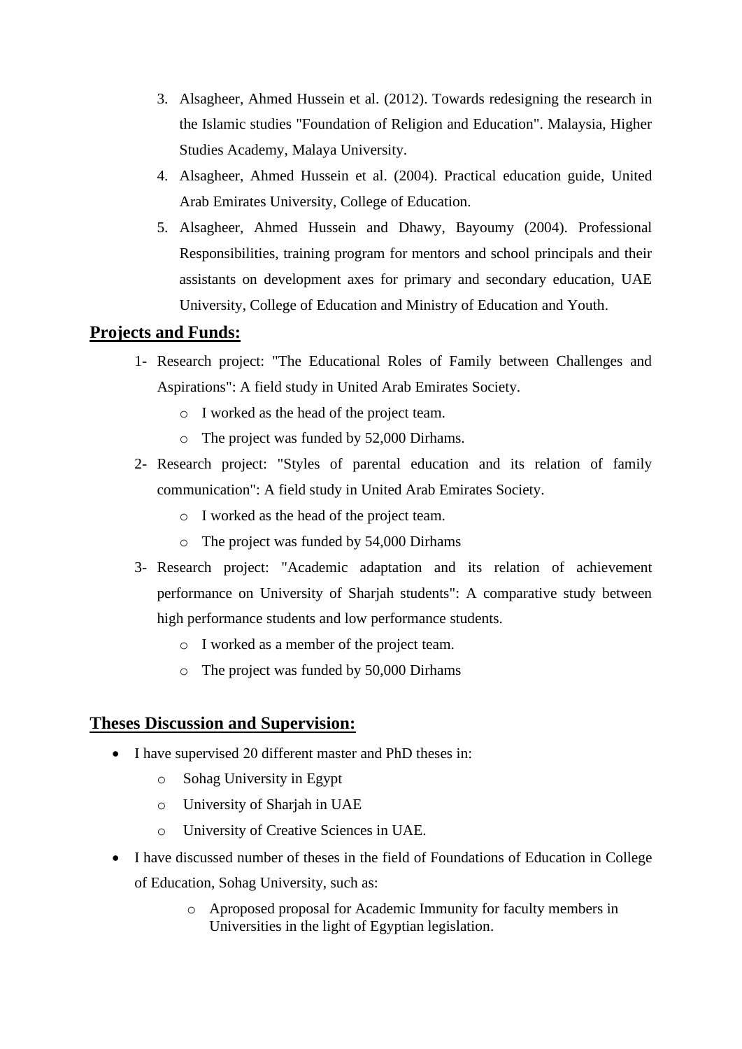3. Alsagheer, Ahmed Hussein et al. (2012). Towards redesigning the research in the Islamic studies "Foundation of Religion and Education". Malaysia, Higher Studies Academy, Malaya University.
4. Alsagheer, Ahmed Hussein et al. (2004). Practical education guide, United Arab Emirates University, College of Education.
5. Alsagheer, Ahmed Hussein and Dhawy, Bayoumy (2004). Professional Responsibilities, training program for mentors and school principals and their assistants on development axes for primary and secondary education, UAE University, College of Education and Ministry of Education and Youth.

## Projects and Funds:

1- Research project: "The Educational Roles of Family between Challenges and Aspirations": A field study in United Arab Emirates Society.
   - I worked as the head of the project team.
   - The project was funded by 52,000 Dirhams.

2- Research project: "Styles of parental education and its relation of family communication": A field study in United Arab Emirates Society.
   - I worked as the head of the project team.
   - The project was funded by 54,000 Dirhams

3- Research project: "Academic adaptation and its relation of achievement performance on University of Sharjah students": A comparative study between high performance students and low performance students.
   - I worked as a member of the project team.
   - The project was funded by 50,000 Dirhams

## Theses Discussion and Supervision:

- I have supervised 20 different master and PhD theses in:
  - Sohag University in Egypt
  - University of Sharjah in UAE
  - University of Creative Sciences in UAE.
- I have discussed number of theses in the field of Foundations of Education in College of Education, Sohag University, such as:
  - Aproposed proposal for Academic Immunity for faculty members in Universities in the light of Egyptian legislation.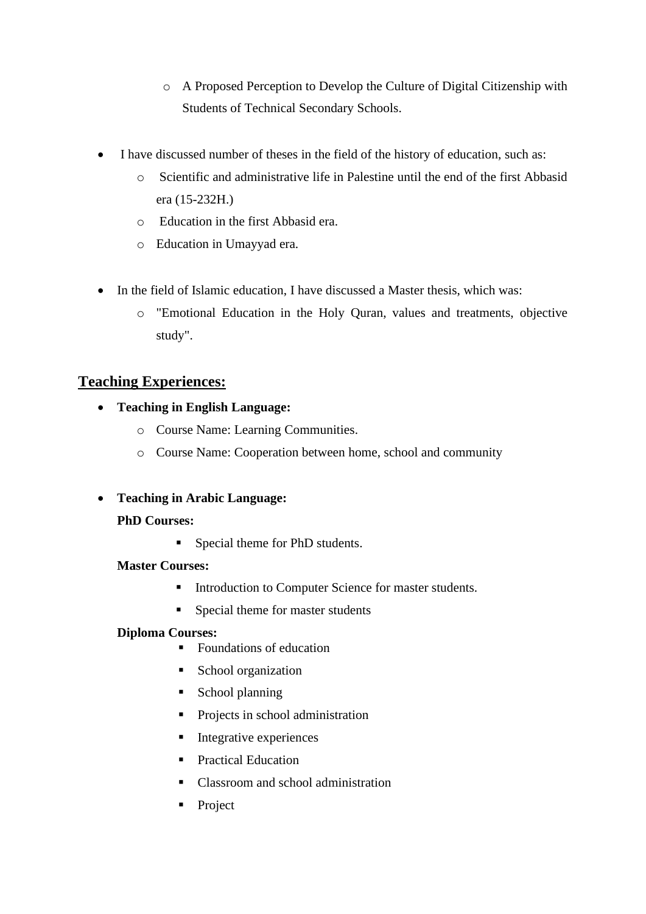- A Proposed Perception to Develop the Culture of Digital Citizenship with Students of Technical Secondary Schools.

- I have discussed number of theses in the field of the history of education, such as:
  - Scientific and administrative life in Palestine until the end of the first Abbasid era (15-232H.)
  - Education in the first Abbasid era.
  - Education in Umayyad era.

- In the field of Islamic education, I have discussed a Master thesis, which was:
  - "Emotional Education in the Holy Quran, values and treatments, objective study".

## Teaching Experiences:

- **Teaching in English Language:**
  - Course Name: Learning Communities.
  - Course Name: Cooperation between home, school and community

- **Teaching in Arabic Language:**

  **PhD Courses:**
  - Special theme for PhD students.

  **Master Courses:**
  - Introduction to Computer Science for master students.
  - Special theme for master students

  **Diploma Courses:**
  - Foundations of education
  - School organization
  - School planning
  - Projects in school administration
  - Integrative experiences
  - Practical Education
  - Classroom and school administration
  - Project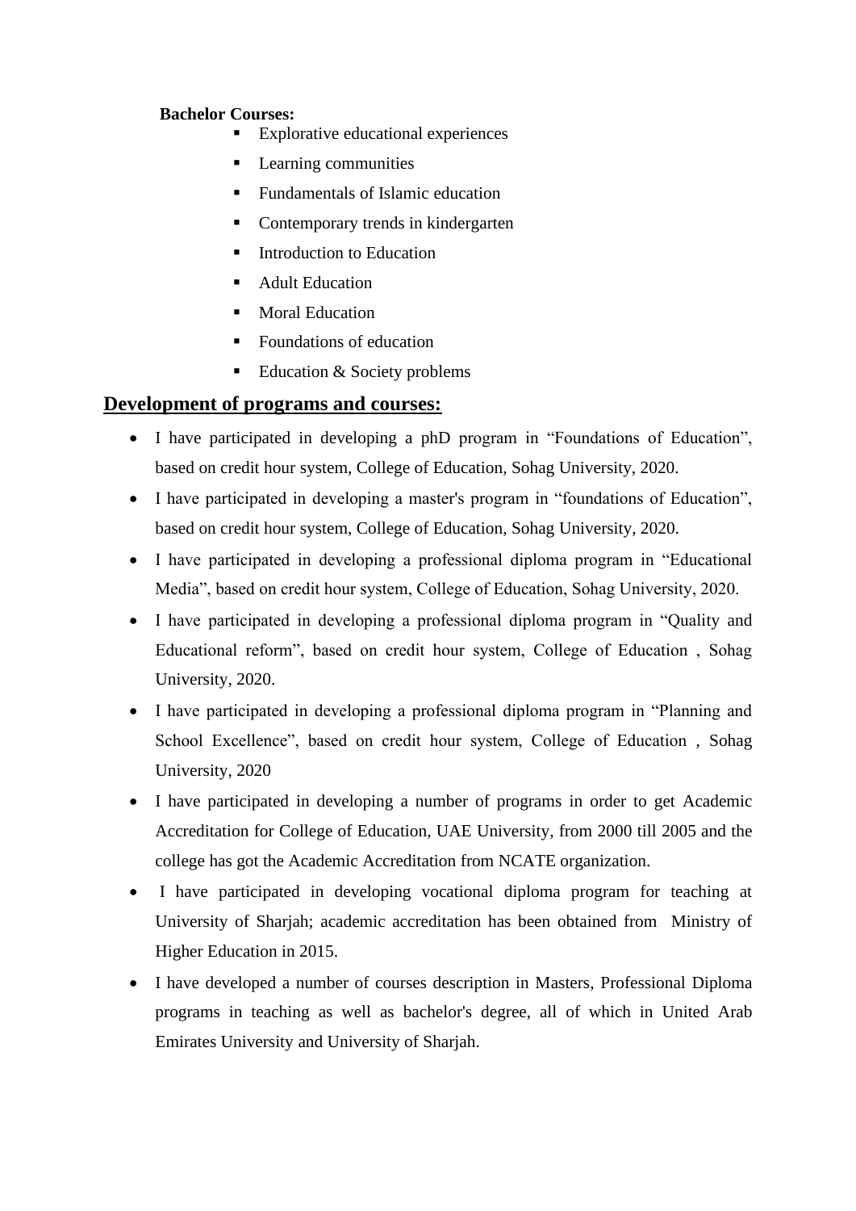**Bachelor Courses:**

- Explorative educational experiences
- Learning communities
- Fundamentals of Islamic education
- Contemporary trends in kindergarten
- Introduction to Education
- Adult Education
- Moral Education
- Foundations of education
- Education & Society problems

## Development of programs and courses:

- I have participated in developing a phD program in "Foundations of Education", based on credit hour system, College of Education, Sohag University, 2020.
- I have participated in developing a master's program in "foundations of Education", based on credit hour system, College of Education, Sohag University, 2020.
- I have participated in developing a professional diploma program in "Educational Media", based on credit hour system, College of Education, Sohag University, 2020.
- I have participated in developing a professional diploma program in "Quality and Educational reform", based on credit hour system, College of Education , Sohag University, 2020.
- I have participated in developing a professional diploma program in "Planning and School Excellence", based on credit hour system, College of Education , Sohag University, 2020
- I have participated in developing a number of programs in order to get Academic Accreditation for College of Education, UAE University, from 2000 till 2005 and the college has got the Academic Accreditation from NCATE organization.
- I have participated in developing vocational diploma program for teaching at University of Sharjah; academic accreditation has been obtained from Ministry of Higher Education in 2015.
- I have developed a number of courses description in Masters, Professional Diploma programs in teaching as well as bachelor's degree, all of which in United Arab Emirates University and University of Sharjah.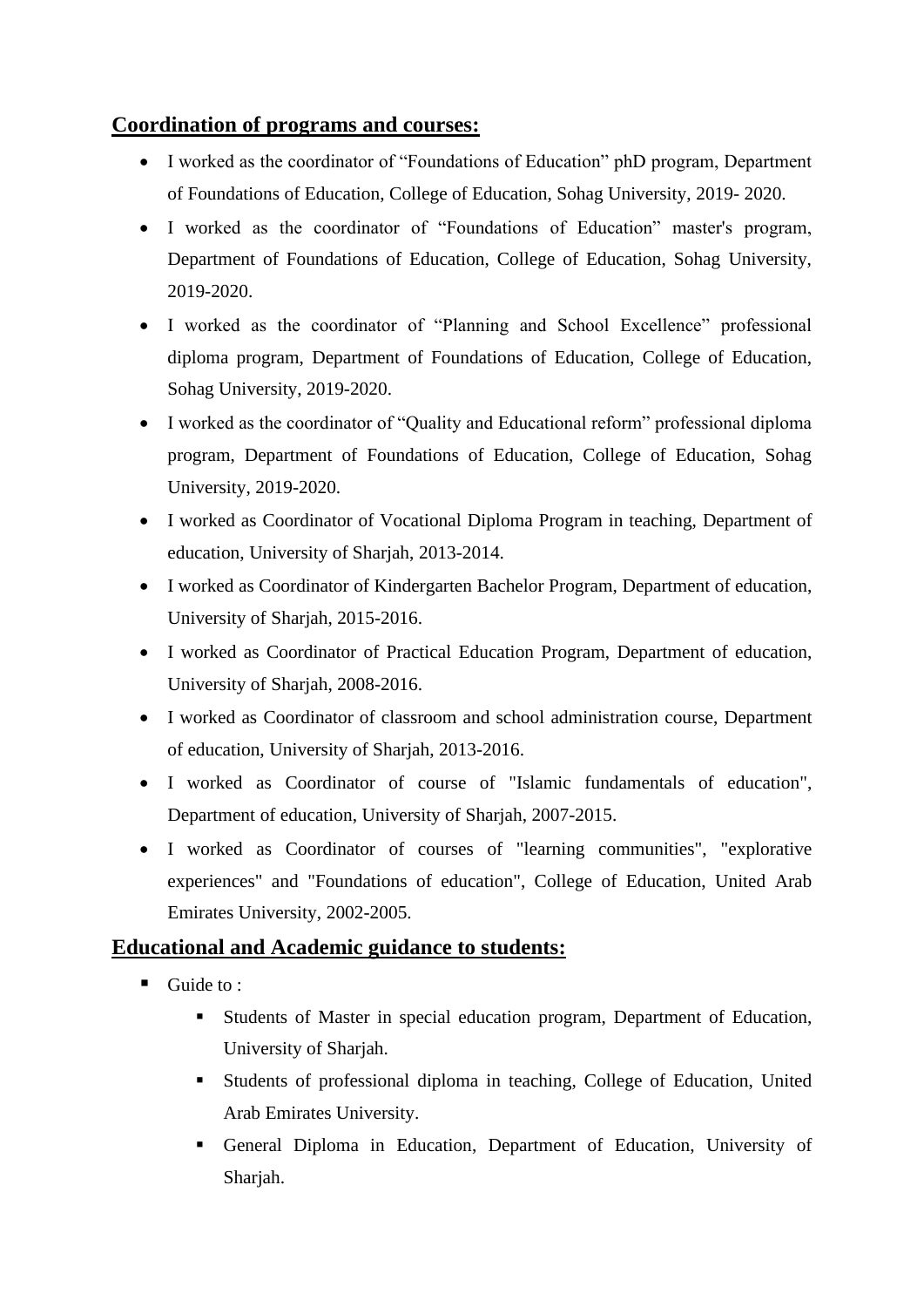## **Coordination of programs and courses:**

- I worked as the coordinator of "Foundations of Education" phD program, Department of Foundations of Education, College of Education, Sohag University, 2019- 2020.
- I worked as the coordinator of "Foundations of Education" master's program, Department of Foundations of Education, College of Education, Sohag University, 2019-2020.
- I worked as the coordinator of "Planning and School Excellence" professional diploma program, Department of Foundations of Education, College of Education, Sohag University, 2019-2020.
- I worked as the coordinator of "Quality and Educational reform" professional diploma program, Department of Foundations of Education, College of Education, Sohag University, 2019-2020.
- I worked as Coordinator of Vocational Diploma Program in teaching, Department of education, University of Sharjah, 2013-2014.
- I worked as Coordinator of Kindergarten Bachelor Program, Department of education, University of Sharjah, 2015-2016.
- I worked as Coordinator of Practical Education Program, Department of education, University of Sharjah, 2008-2016.
- I worked as Coordinator of classroom and school administration course, Department of education, University of Sharjah, 2013-2016.
- I worked as Coordinator of course of "Islamic fundamentals of education", Department of education, University of Sharjah, 2007-2015.
- I worked as Coordinator of courses of "learning communities", "explorative experiences" and "Foundations of education", College of Education, United Arab Emirates University, 2002-2005.

## **Educational and Academic guidance to students:**

- Guide to :
  - Students of Master in special education program, Department of Education, University of Sharjah.
  - Students of professional diploma in teaching, College of Education, United Arab Emirates University.
  - General Diploma in Education, Department of Education, University of Sharjah.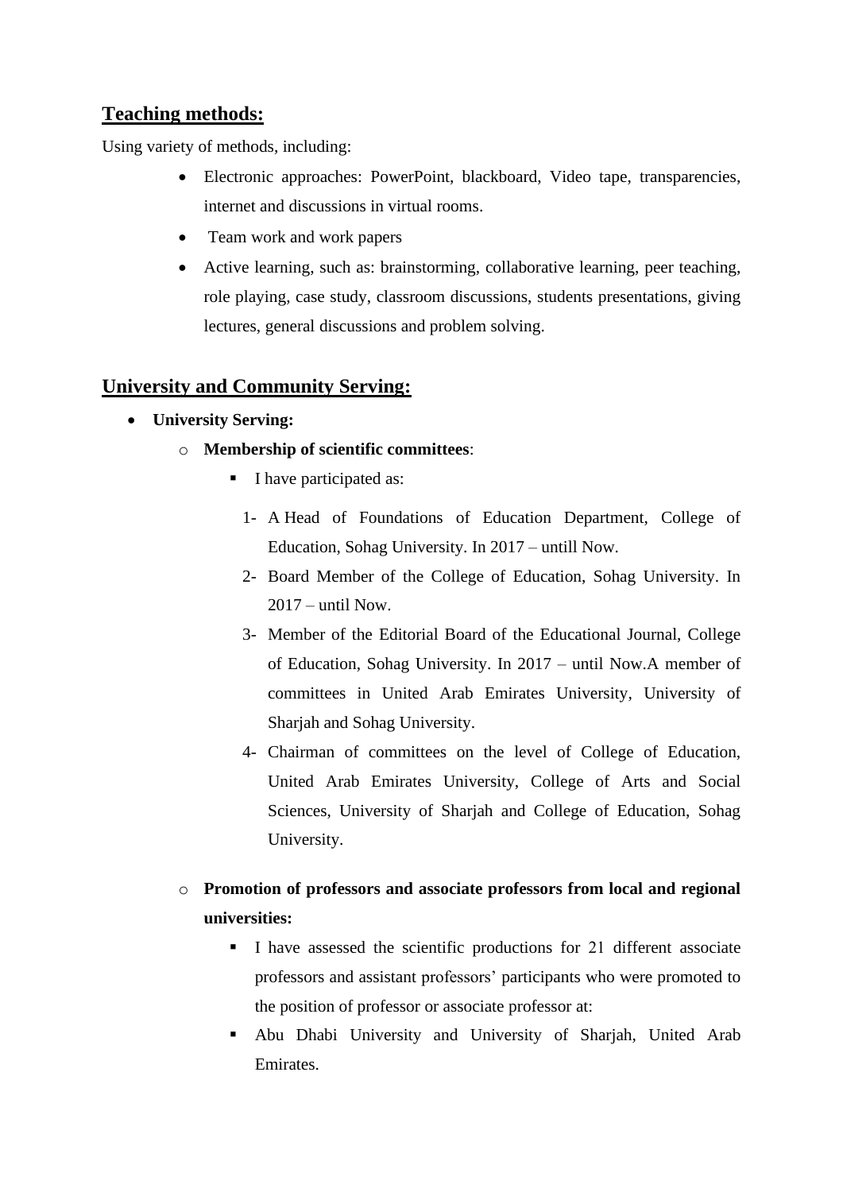## Teaching methods:

Using variety of methods, including:

- Electronic approaches: PowerPoint, blackboard, Video tape, transparencies, internet and discussions in virtual rooms.
- Team work and work papers
- Active learning, such as: brainstorming, collaborative learning, peer teaching, role playing, case study, classroom discussions, students presentations, giving lectures, general discussions and problem solving.

## University and Community Serving:

- **University Serving:**
  - **Membership of scientific committees**:
    - I have participated as:

      1- A Head of Foundations of Education Department, College of Education, Sohag University. In 2017 – untill Now.

      2- Board Member of the College of Education, Sohag University. In 2017 – until Now.

      3- Member of the Editorial Board of the Educational Journal, College of Education, Sohag University. In 2017 – until Now.A member of committees in United Arab Emirates University, University of Sharjah and Sohag University.

      4- Chairman of committees on the level of College of Education, United Arab Emirates University, College of Arts and Social Sciences, University of Sharjah and College of Education, Sohag University.

  - **Promotion of professors and associate professors from local and regional universities:**
    - I have assessed the scientific productions for 21 different associate professors and assistant professors' participants who were promoted to the position of professor or associate professor at:
    - Abu Dhabi University and University of Sharjah, United Arab Emirates.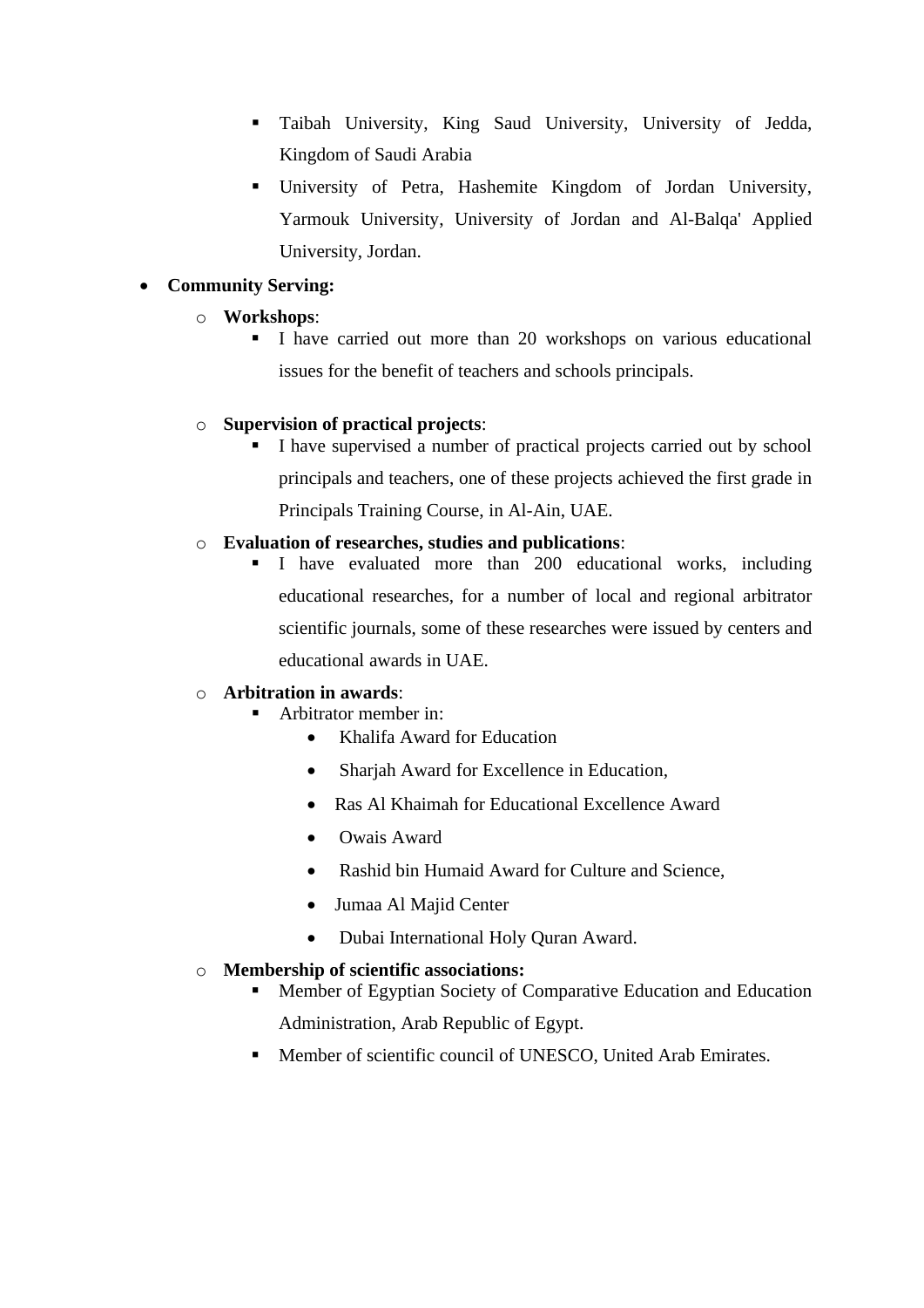- Taibah University, King Saud University, University of Jedda, Kingdom of Saudi Arabia
        - University of Petra, Hashemite Kingdom of Jordan University, Yarmouk University, University of Jordan and Al-Balqa' Applied University, Jordan.

- **Community Serving:**
    - **Workshops**:
        - I have carried out more than 20 workshops on various educational issues for the benefit of teachers and schools principals.
    - **Supervision of practical projects**:
        - I have supervised a number of practical projects carried out by school principals and teachers, one of these projects achieved the first grade in Principals Training Course, in Al-Ain, UAE.
    - **Evaluation of researches, studies and publications**:
        - I have evaluated more than 200 educational works, including educational researches, for a number of local and regional arbitrator scientific journals, some of these researches were issued by centers and educational awards in UAE.
    - **Arbitration in awards**:
        - Arbitrator member in:
            - Khalifa Award for Education
            - Sharjah Award for Excellence in Education,
            - Ras Al Khaimah for Educational Excellence Award
            - Owais Award
            - Rashid bin Humaid Award for Culture and Science,
            - Jumaa Al Majid Center
            - Dubai International Holy Quran Award.
    - **Membership of scientific associations:**
        - Member of Egyptian Society of Comparative Education and Education Administration, Arab Republic of Egypt.
        - Member of scientific council of UNESCO, United Arab Emirates.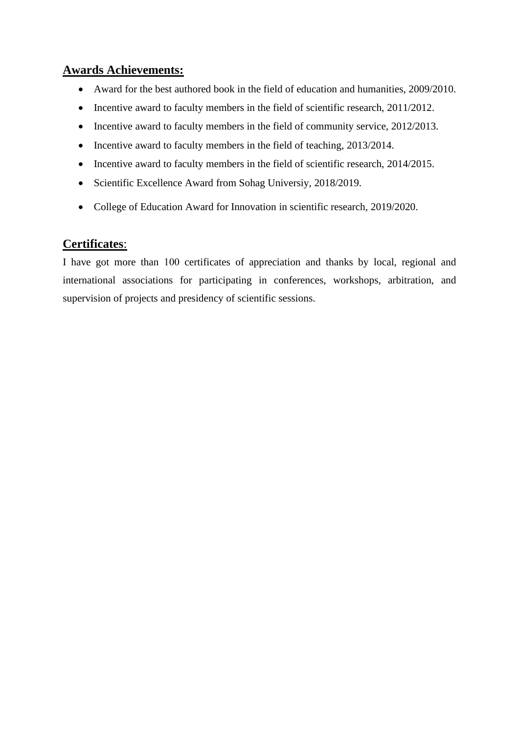## **Awards Achievements:**

- Award for the best authored book in the field of education and humanities, 2009/2010.
- Incentive award to faculty members in the field of scientific research, 2011/2012.
- Incentive award to faculty members in the field of community service, 2012/2013.
- Incentive award to faculty members in the field of teaching, 2013/2014.
- Incentive award to faculty members in the field of scientific research, 2014/2015.
- Scientific Excellence Award from Sohag Universiy, 2018/2019.
- College of Education Award for Innovation in scientific research, 2019/2020.

## **Certificates**:

I have got more than 100 certificates of appreciation and thanks by local, regional and international associations for participating in conferences, workshops, arbitration, and supervision of projects and presidency of scientific sessions.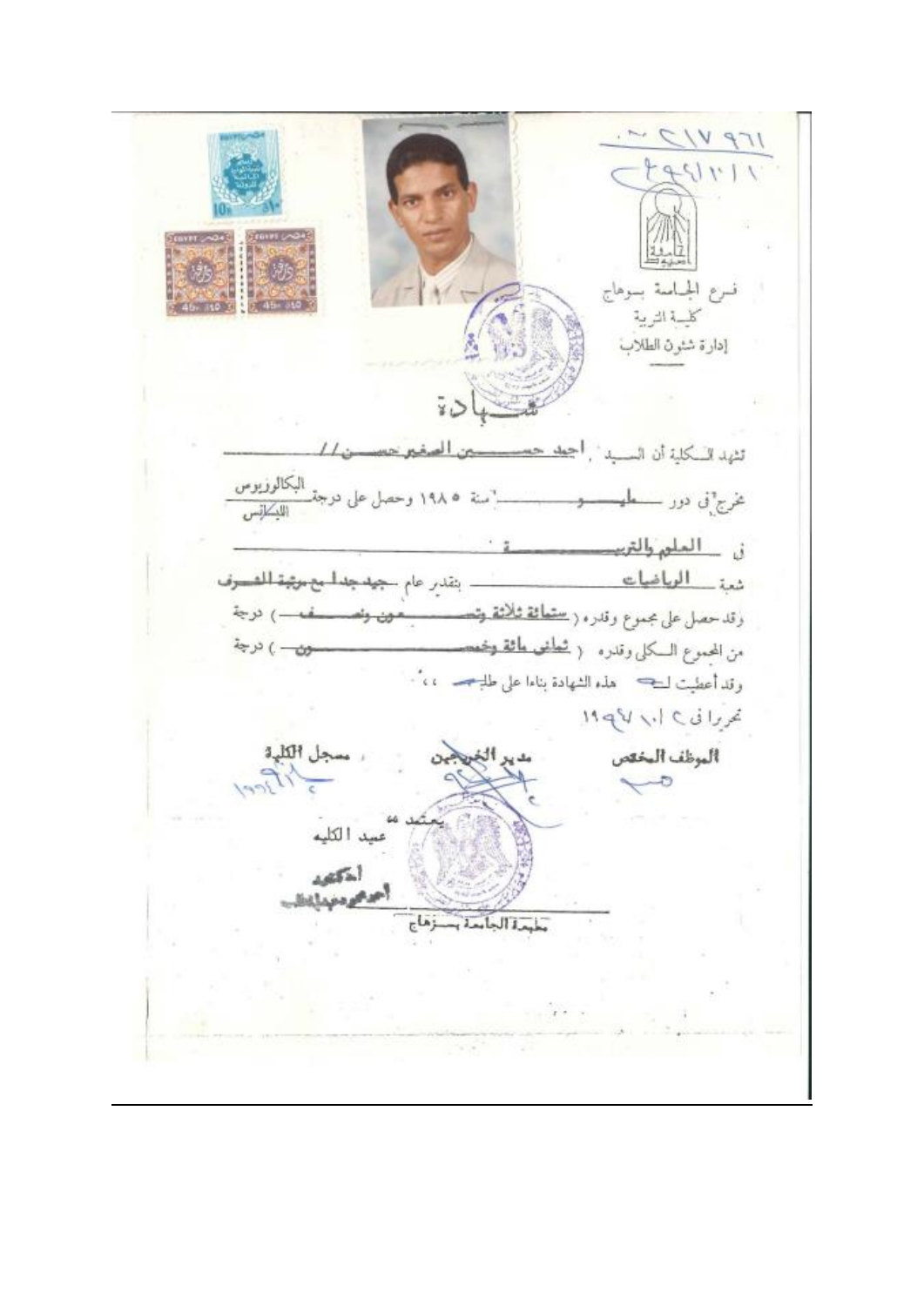٠٢١٧٩٦١
٢٩٤١٣١١

فرع الجامعة بسوهاج
كلية التربية
إدارة شئون الطلاب

# شهادة

تشهد الكلية أن السيد / احمد حسين الصغير حسن //

تخرج في دور مايو سنة ١٩٨٥ وحصل على درجة البكالوريوس / الليسانس

في العلوم والتربية

شعبة الرياضيات بتقدير عام جيد جدا مع مرتبة الشرف

وقد حصل على مجموع وقدره ( ستمائة ثلاثة وتسعون ونصف ) درجة

من المجموع الكلي وقدره ( ثماني مائة وخمسون ) درجة

وقد أعطيت له هذه الشهادة بناءا على طلبه ،،

تحريرا في ٢ / ١٠ / ١٩٩٧

| الموظف المختص | مدير الخريجين | مسجل الكلية |
|---|---|---|
| | | ١٩٩٤/٦/٢ |

يعتمد "
عميد الكليه
أ.دكتور
أحمد محمد ...

مطبعة الجامعة بسوهاج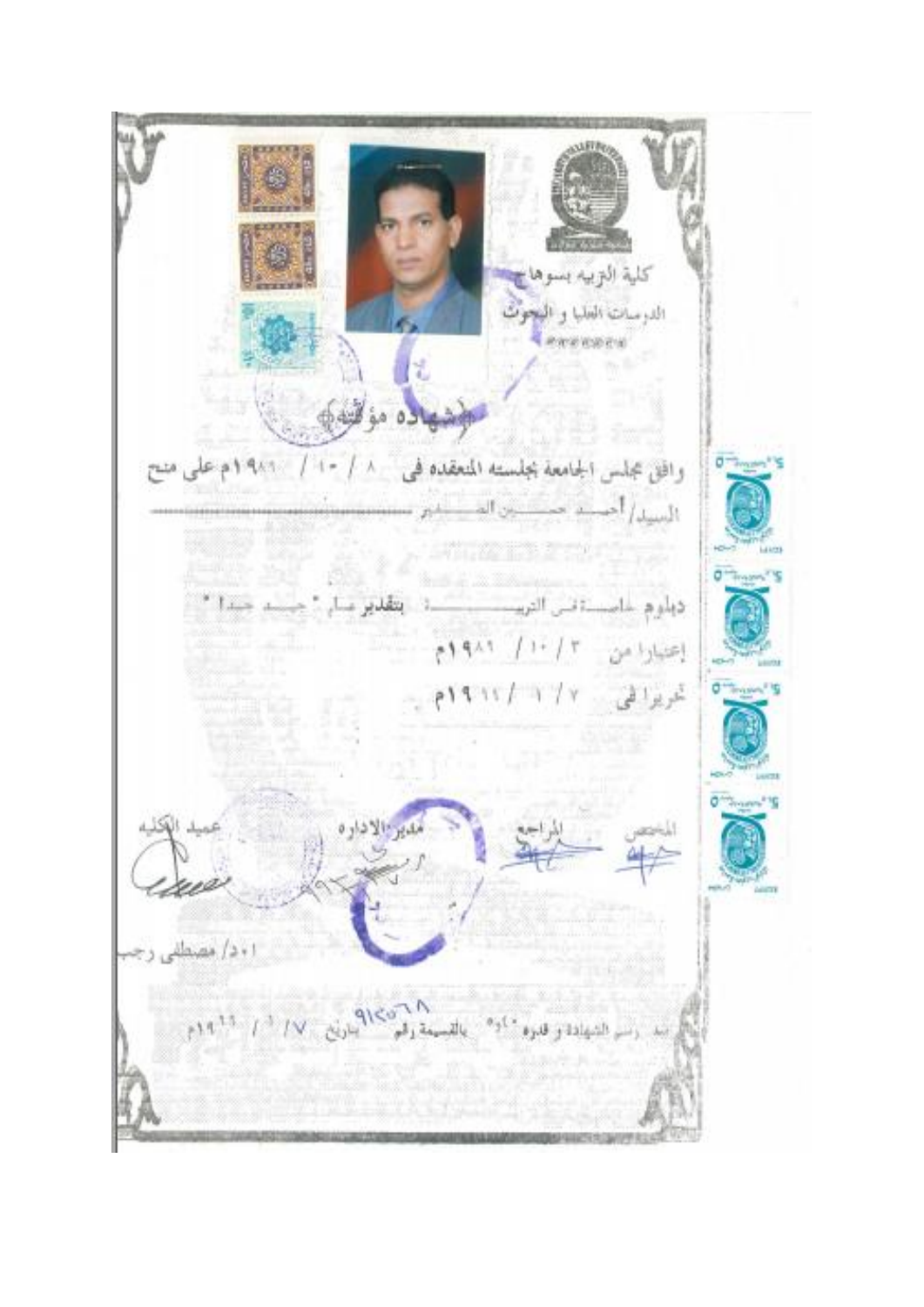كلية التربيه بسوهاج

الدراسات العليا و البحوث

\*\*\*\*\*\*

# (شهاده مؤقته)

وافق مجلس الجامعة بجلسته المنعقده فى ٨ / ١٠ / ١٩٨٩م على منح

السيد/ أحمد حسين الصغير

دبلوم خاصة فى التربية بتقدير عام " جيد جدا "

إعتبارا من ٣ / ١٠ / ١٩٨٩م

تحريرا فى ٧ / ٦ / ١٩٩١م

| المختص | المراجع | مدير الاداره | عميد الكليه |
|---|---|---|---|

أ.د/ مصطفى رجب

سدد رسم الشهادة و قدره ١٠و٥ بالقسيمة رقم ٩١٢٥٦٨ بتاريخ ٧ / ٦ / ١٩٩١م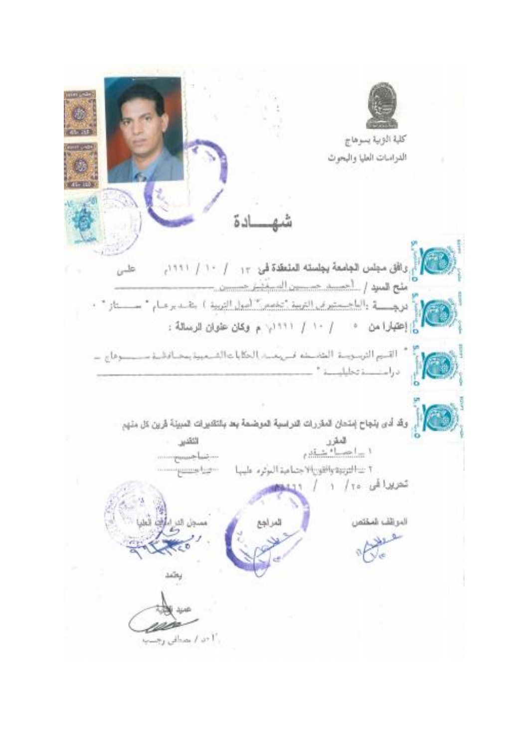كلية التربية بسوهاج

الدراسات العليا والبحوث

# شهـــادة

وافق مجلس الجامعة بجلسته المنعقدة في ١٣ / ١٠ / ١٩٩١م على

منح السيد / أحمد حسين السيد حسن

درجـــة : الماجستير في التربية "تخصص" (أصول التربية) بتقدير عام " ممتاز " .

إعتبارا من ٥ / ١٠ / ١٩٩١م وكان عنوان الرسالة :

" القيم التربوية المتضمنة في بعض الحكايات الشعبية بمحافظة سوهاج – دراسة تحليلية "

وقد أدى بنجاح إمتحان المقررات الدراسية الموضحة بعد بالتقديرات المبينة قرين كل منهم

| المقرر | التقدير |
|---|---|
| ١ – إحصاء متقدم | ناجح |
| ٢ – التربية والقوى الاجتماعية المؤثرة عليها | ناجح |

تحريرا في ٢٥ / ١ / ١٩٩٦م

الموظف المختص — المراجع — مسجل الدراسات العليا

يعتمد

عميد الكلية

أ.د / صدقي رجب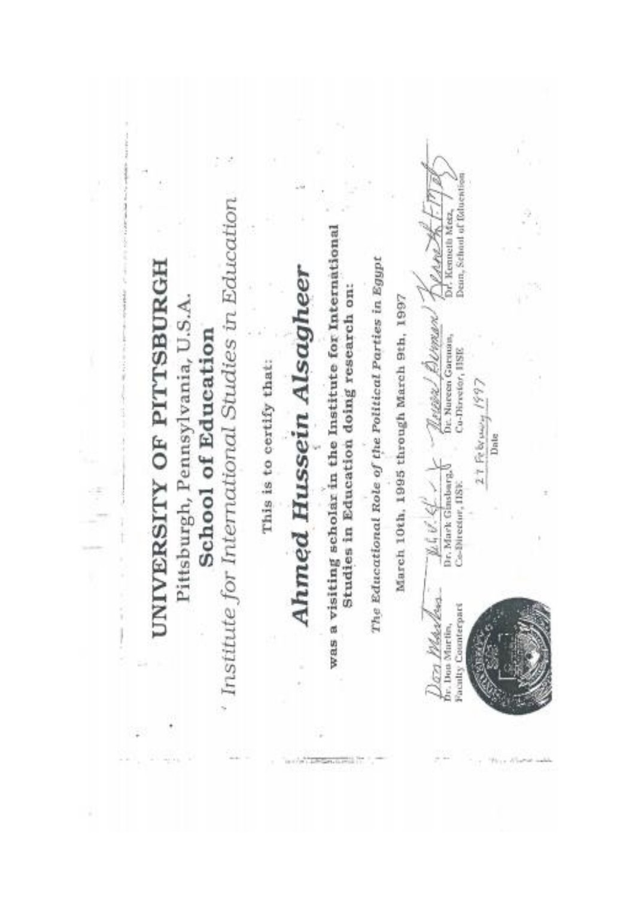# UNIVERSITY OF PITTSBURGH

Pittsburgh, Pennsylvania, U.S.A.

## School of Education

*Institute for International Studies in Education*

This is to certify that:

## *Ahmed Hussein Alsagheer*

**was a visiting scholar in the Institute for International Studies in Education doing research on:**

***The Educational Role of the Political Parties in Egypt***

March 10th, 1995 through March 9th, 1997

Dr. Don Martin, Faculty Counterpart

Dr. Mark Ginsburg, Co-Director, IISE

Dr. Noreen Garman, Co-Director, IISE

Dr. Kenneth Metz, Dean, School of Education

27 February 1997

Date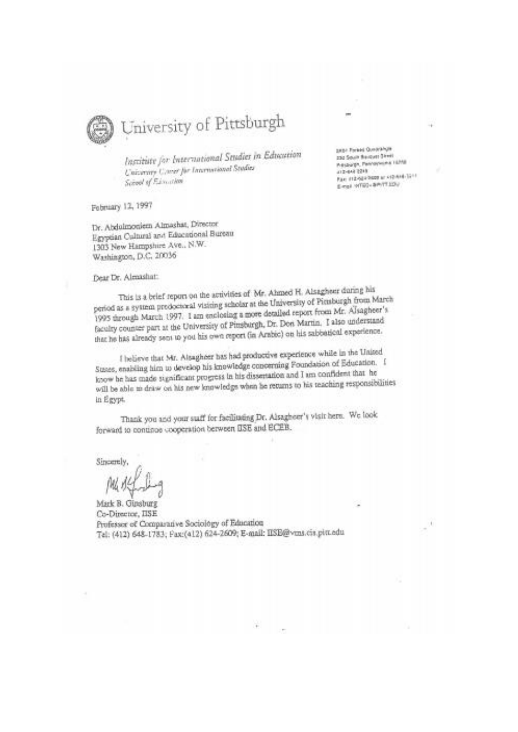# University of Pittsburgh

*Institute for International Studies in Education*
*University Center for International Studies*
*School of Education*

5K01 Forbes Quadrangle
230 South Bouquet Street
Pittsburgh, Pennsylvania 15260
412-648-2249
Fax: 412-624-5600 or 412-648-5911
E-mail: IIYSED-@PITT.EDU

February 12, 1997

Dr. Abdulmoniem Almashat, Director
Egyptian Cultural and Educational Bureau
1303 New Hampshire Ave., N.W.
Washington, D.C. 20036

Dear Dr. Almashat:

This is a brief report on the activities of Mr. Ahmed H. Alsagheer during his period as a system predoctoral visiting scholar at the University of Pittsburgh from March 1995 through March 1997. I am enclosing a more detailed report from Mr. Alsagheer's faculty counter part at the University of Pittsburgh, Dr. Don Martin. I also understand that he has already sent to you his own report (in Arabic) on his sabbatical experience.

I believe that Mr. Alsagheer has had productive experience while in the United States, enabling him to develop his knowledge concerning Foundation of Education. I know he has made significant progress in his dissertation and I am confident that he will be able to draw on his new knowledge when he returns to his teaching responsibilities in Egypt.

Thank you and your staff for facilitating Dr. Alsagheer's visit here. We look forward to continue cooperation between IISE and ECEB.

Sincerely,

Mark B. Ginsburg
Co-Director, IISE
Professor of Comparative Sociology of Education
Tel: (412) 648-1783; Fax:(412) 624-2609; E-mail: IISE@vms.cis.pitt.edu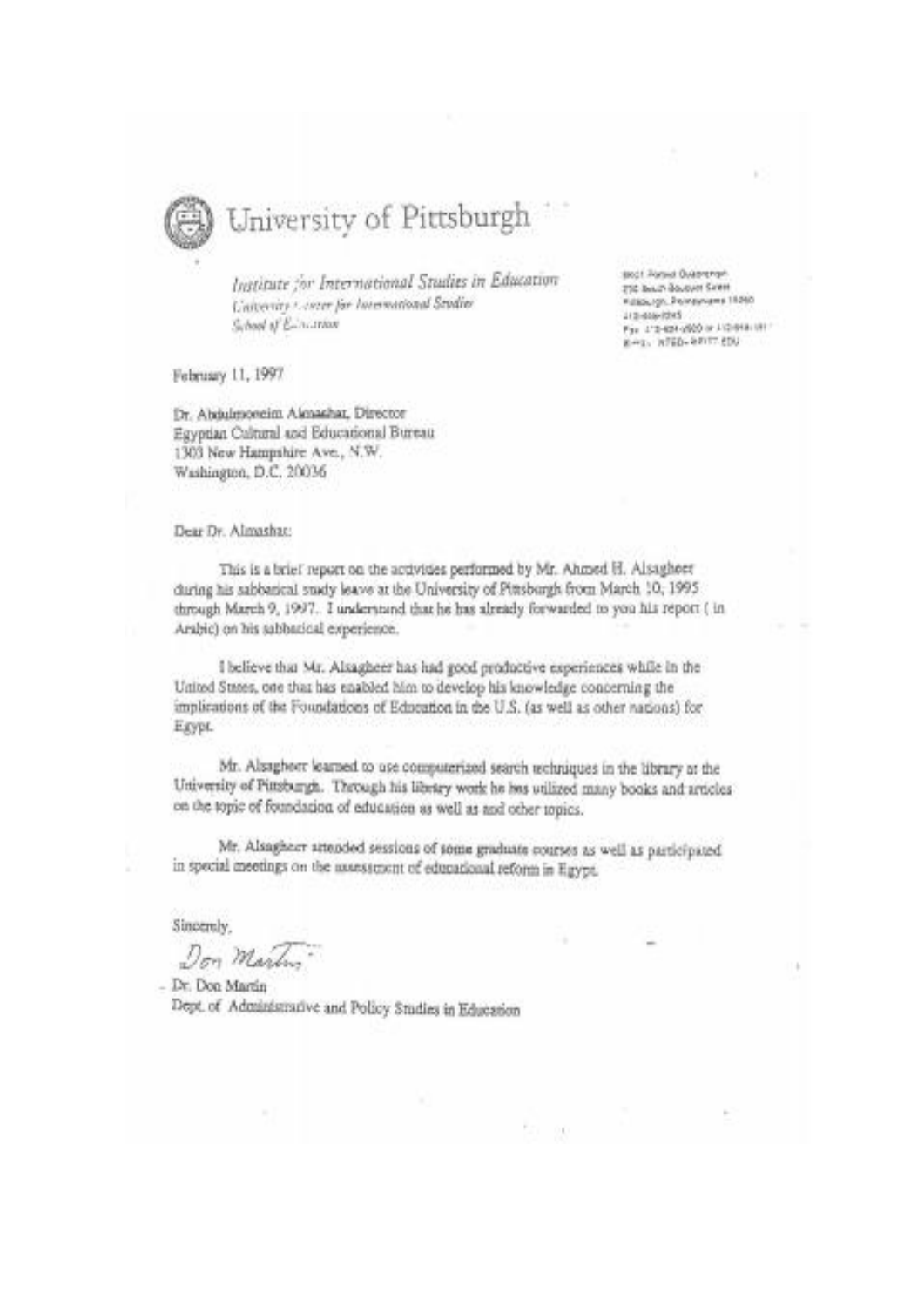# University of Pittsburgh

*Institute for International Studies in Education*
*University Center for International Studies*
*School of Education*

5K01 Forbes Quadrangle
230 South Bouquet Street
Pittsburgh, Pennsylvania 15260
412-648-2245
Fax 412-624-2600 or 412-648-1817
E-mail: IISE@PITT.EDU

February 11, 1997

Dr. Abdulmoneim Almashat, Director
Egyptian Cultural and Educational Bureau
1303 New Hampshire Ave., N.W.
Washington, D.C. 20036

Dear Dr. Almashat:

This is a brief report on the activities performed by Mr. Ahmed H. Alsagheer during his sabbatical study leave at the University of Pittsburgh from March 10, 1995 through March 9, 1997. I understand that he has already forwarded to you his report ( in Arabic) on his sabbatical experience.

I believe that Mr. Alsagheer has had good productive experiences while in the United States, one that has enabled him to develop his knowledge concerning the implications of the Foundations of Education in the U.S. (as well as other nations) for Egypt.

Mr. Alsagheer learned to use computerized search techniques in the library at the University of Pittsburgh. Through his library work he has utilized many books and articles on the topic of foundation of education as well as and other topics.

Mr. Alsagheer attended sessions of some graduate courses as well as participated in special meetings on the assessment of educational reform in Egypt.

Sincerely,

*Don Martin*

Dr. Don Martin
Dept. of Administrative and Policy Studies in Education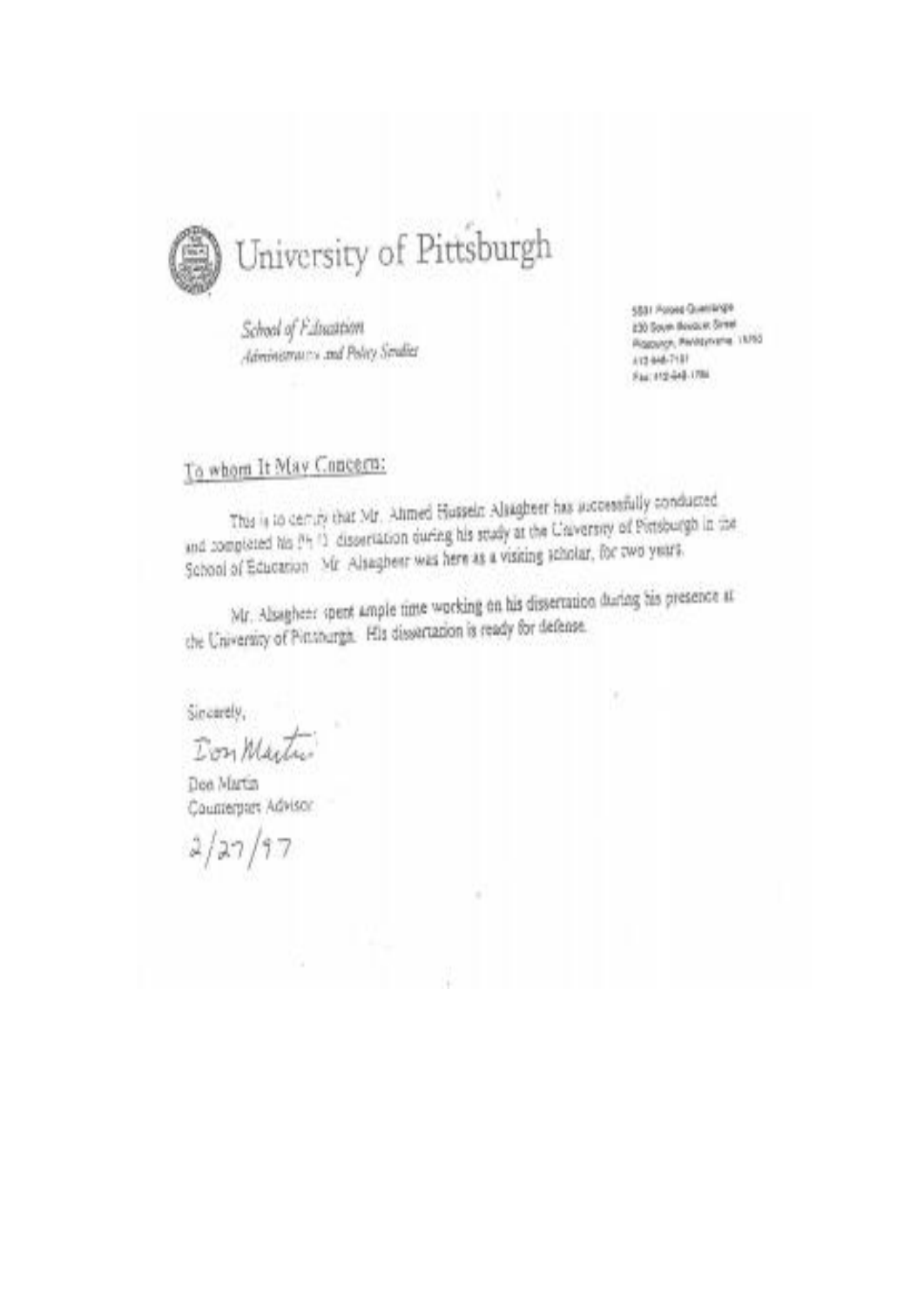# University of Pittsburgh

*School of Education*
*Administrative and Policy Studies*

5S01 Posvar Quadrangle
230 South Bouquet Street
Pittsburgh, Pennsylvania 15260
412-648-7101
Fax: 412-648-1784

To whom It May Concern:

This is to certify that Mr. Ahmed Hussein Alsagheer has successfully conducted and completed his Ph.D. dissertation during his study at the University of Pittsburgh in the School of Education. Mr. Alsagheer was here as a visiting scholar, for two years.

Mr. Alsagheer spent ample time working on his dissertation during his presence at the University of Pittsburgh. His dissertation is ready for defense.

Sincerely,

Don Martin

Don Martin
Counterpart Advisor
2/27/97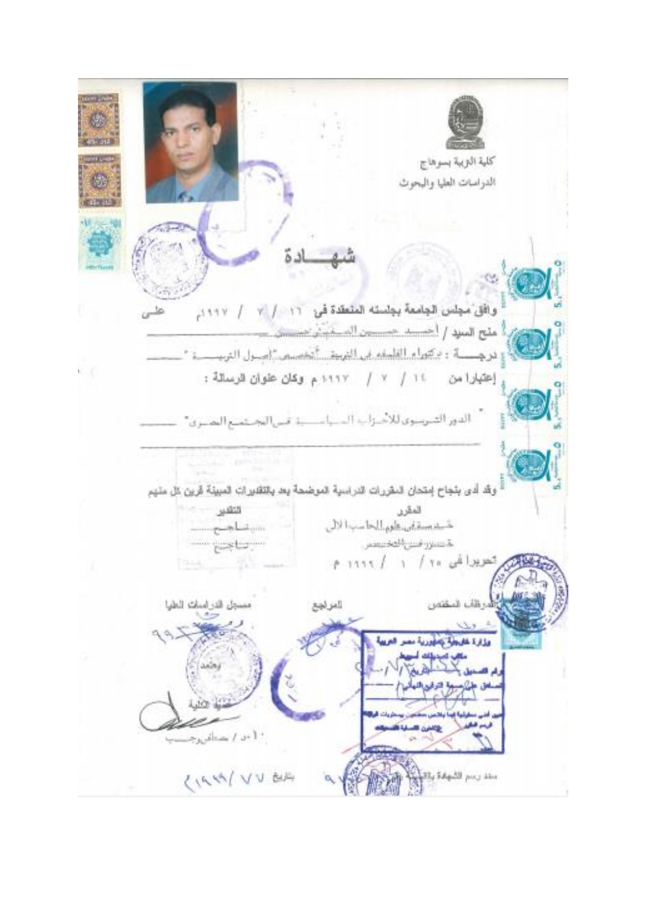كلية التربية بسوهاج

الدراسات العليا والبحوث

# شهـــادة

وافق مجلس الجامعة بجلسته المنعقدة في ١٦ / ٧ / ١٩٩٧م على

منح السيد / أحمد حسين الصغير حسن

درجـــة : دكتوراه الفلسفة في التربية "تخصص" أصول التربيـــة "

إعتبارا من ١٤ / ٧ / ١٩٩٧ م وكان عنوان الرسالة :

" الدور التربوي للأحزاب السياسية في المجتمع المصري "

وقد أدى بنجاح إمتحان المقررات الدراسية الموضحة بعد بالتقديرات المبينة قرين كل منهم

| المقرر | التقدير |
|---|---|
| خمسة في علوم الحاسب الآلي | ناجح |
| خمسة في التخصص | ناجح |

تحريرا في ٢٥ / ١ / ١٩٩٩ م

| الموظف المختص | المراجع | مسجل الدراسات العليا |
|---|---|---|

يعتمد

عميد الكلية

أ.د / مصطفى رجب

وزارة الخارجية بجمهورية مصر العربية

مكتب تصديقات أسيوط

رقم التصديق

التصديق على صحة التوقيع الحالي

سدد رسم الشهادة بالقسيمة رقم ٩٧ بتاريخ ٧٧ / ١٩٩٩م